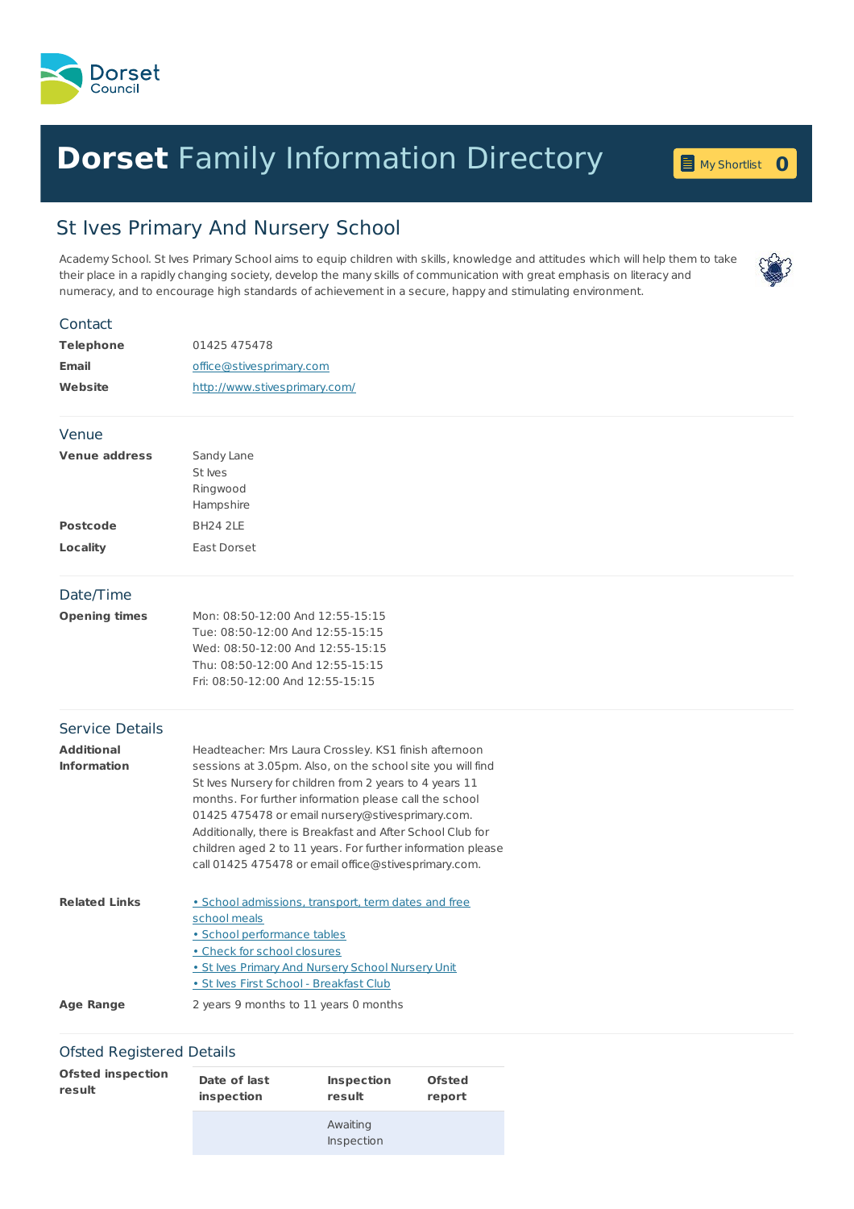Dorset Council

# Dorset Family Information Directory

My Shortlist 0

## St Ives Primary And Nursery School

Academy School. St Ives Primary School aims to equip children with skills, knowledge and attitudes which will help them to take their place in a rapidly changing society, develop the many skills of communication with great emphasis on literacy and numeracy, and to encourage high standards of achievement in a secure, happy and stimulating environment.

### Contact

**Telephone** 01425 475478

**Email** office@stivesprimary.com

**Website** http://www.stivesprimary.com/

### Venue

**Venue address** Sandy Lane
St Ives
Ringwood
Hampshire

**Postcode** BH24 2LE

**Locality** East Dorset

### Date/Time

**Opening times**
Mon: 08:50-12:00 And 12:55-15:15
Tue: 08:50-12:00 And 12:55-15:15
Wed: 08:50-12:00 And 12:55-15:15
Thu: 08:50-12:00 And 12:55-15:15
Fri: 08:50-12:00 And 12:55-15:15

### Service Details

**Additional Information** Headteacher: Mrs Laura Crossley. KS1 finish afternoon sessions at 3.05pm. Also, on the school site you will find St Ives Nursery for children from 2 years to 4 years 11 months. For further information please call the school 01425 475478 or email nursery@stivesprimary.com. Additionally, there is Breakfast and After School Club for children aged 2 to 11 years. For further information please call 01425 475478 or email office@stivesprimary.com.

**Related Links**
- School admissions, transport, term dates and free school meals
- School performance tables
- Check for school closures
- St Ives Primary And Nursery School Nursery Unit
- St Ives First School - Breakfast Club

**Age Range** 2 years 9 months to 11 years 0 months

### Ofsted Registered Details

**Ofsted inspection result**

| Date of last inspection | Inspection result | Ofsted report |
| --- | --- | --- |
| | Awaiting Inspection | |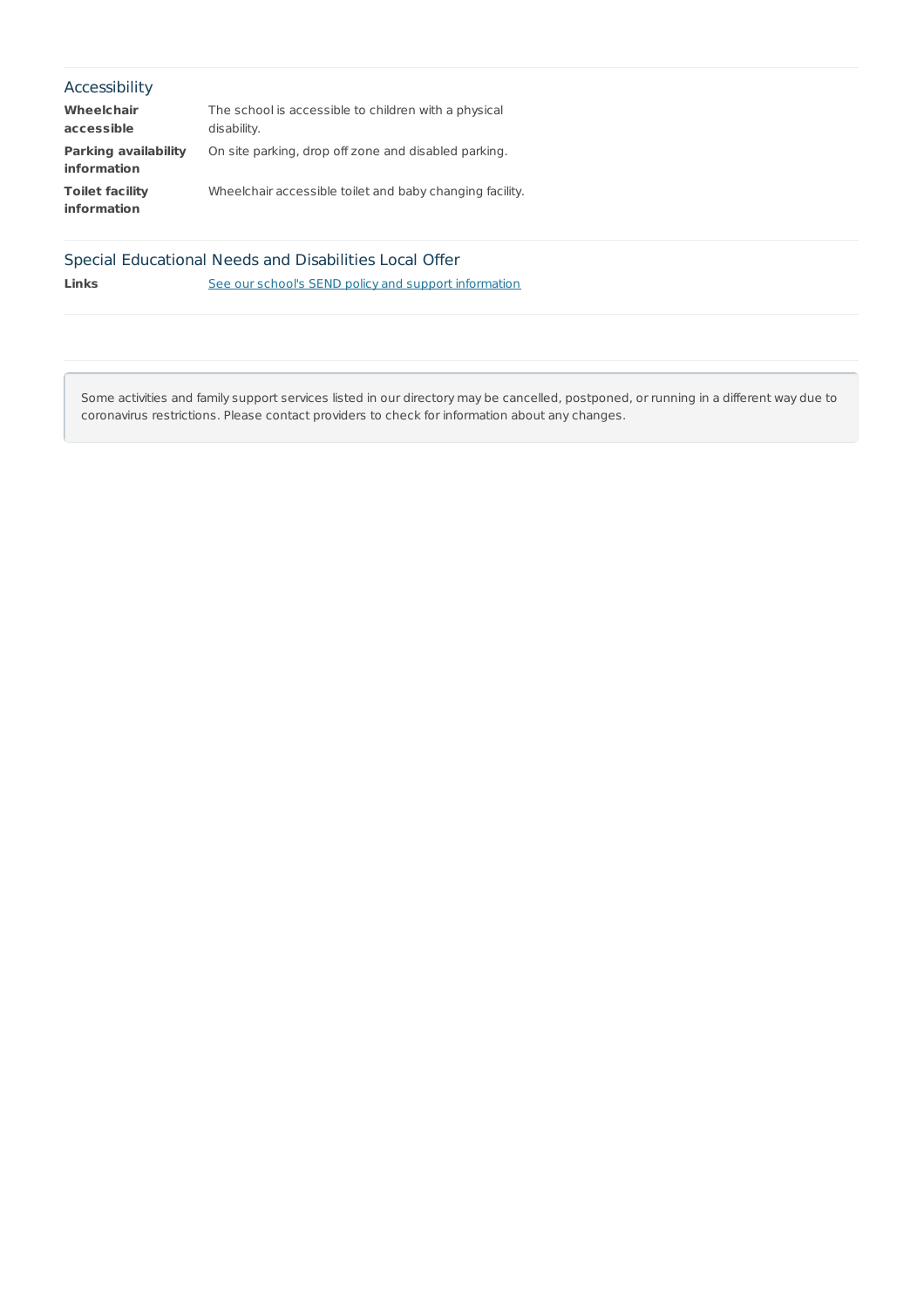## Accessibility

| | |
|---|---|
| **Wheelchair accessible** | The school is accessible to children with a physical disability. |
| **Parking availability information** | On site parking, drop off zone and disabled parking. |
| **Toilet facility information** | Wheelchair accessible toilet and baby changing facility. |

## Special Educational Needs and Disabilities Local Offer

| | |
|---|---|
| **Links** | See our school's SEND policy and support information |

Some activities and family support services listed in our directory may be cancelled, postponed, or running in a different way due to coronavirus restrictions. Please contact providers to check for information about any changes.